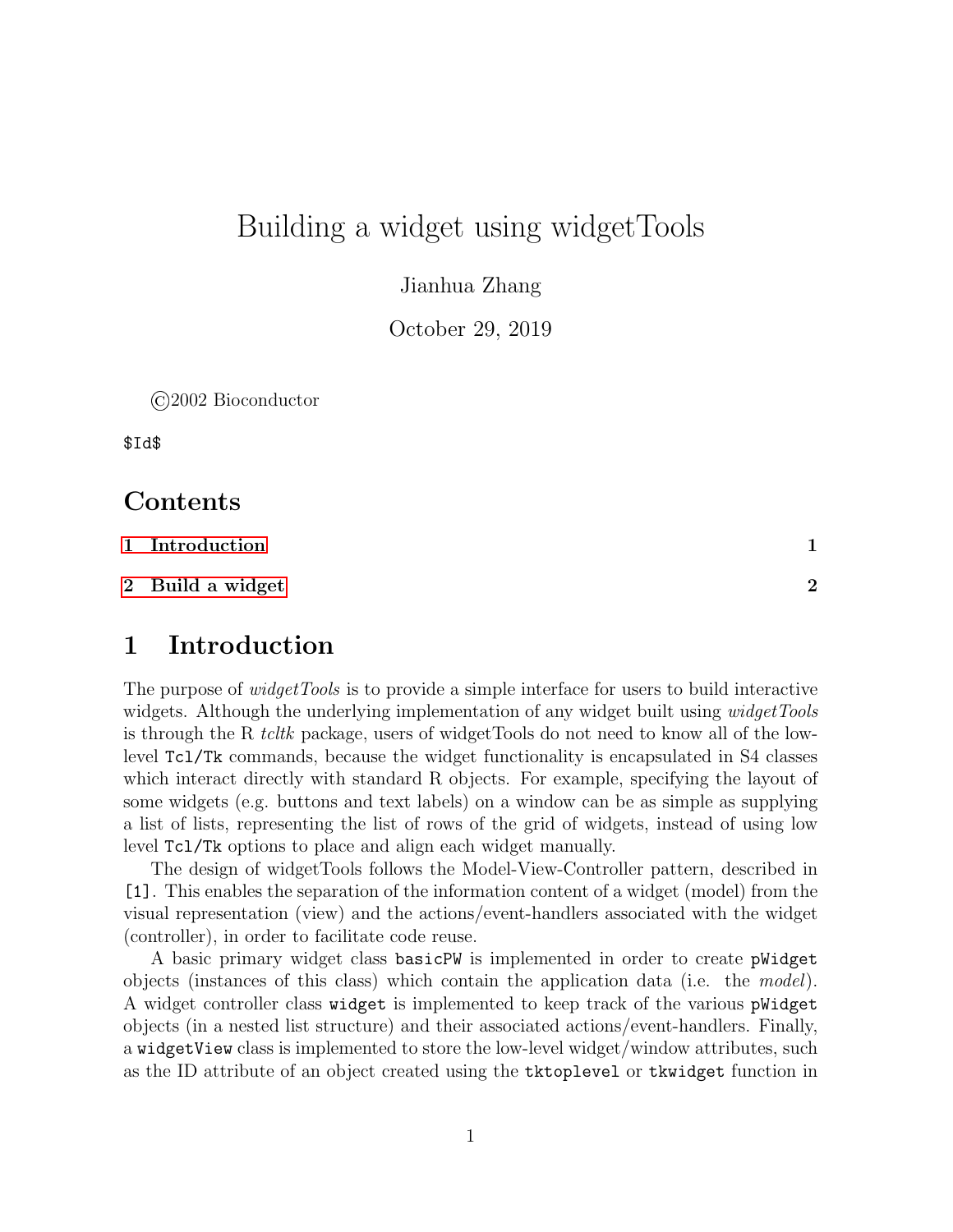# Building a widget using widgetTools

Jianhua Zhang

October 29, 2019

©2002 Bioconductor

`$Id$`

## Contents

1 Introduction 1

2 Build a widget 2

## 1 Introduction

The purpose of *widgetTools* is to provide a simple interface for users to build interactive widgets. Although the underlying implementation of any widget built using *widgetTools* is through the R *tcltk* package, users of widgetTools do not need to know all of the low-level `Tcl/Tk` commands, because the widget functionality is encapsulated in S4 classes which interact directly with standard R objects. For example, specifying the layout of some widgets (e.g. buttons and text labels) on a window can be as simple as supplying a list of lists, representing the list of rows of the grid of widgets, instead of using low level `Tcl/Tk` options to place and align each widget manually.

The design of widgetTools follows the Model-View-Controller pattern, described in [1]. This enables the separation of the information content of a widget (model) from the visual representation (view) and the actions/event-handlers associated with the widget (controller), in order to facilitate code reuse.

A basic primary widget class `basicPW` is implemented in order to create `pWidget` objects (instances of this class) which contain the application data (i.e. the *model*). A widget controller class `widget` is implemented to keep track of the various `pWidget` objects (in a nested list structure) and their associated actions/event-handlers. Finally, a `widgetView` class is implemented to store the low-level widget/window attributes, such as the ID attribute of an object created using the `tktoplevel` or `tkwidget` function in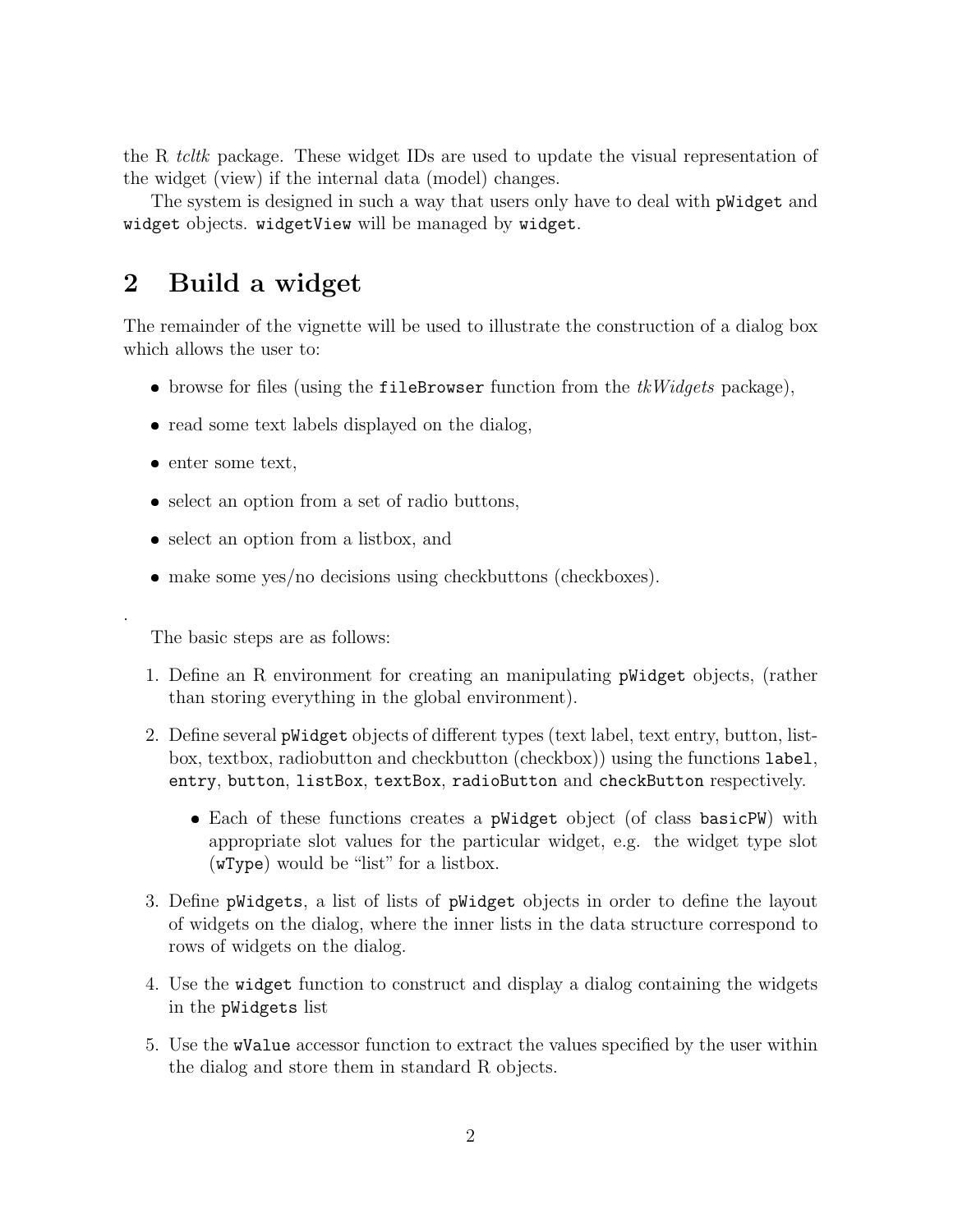the R *tcltk* package. These widget IDs are used to update the visual representation of the widget (view) if the internal data (model) changes.

The system is designed in such a way that users only have to deal with `pWidget` and `widget` objects. `widgetView` will be managed by `widget`.

## 2 Build a widget

The remainder of the vignette will be used to illustrate the construction of a dialog box which allows the user to:

- browse for files (using the `fileBrowser` function from the *tkWidgets* package),
- read some text labels displayed on the dialog,
- enter some text,
- select an option from a set of radio buttons,
- select an option from a listbox, and
- make some yes/no decisions using checkbuttons (checkboxes).

.

The basic steps are as follows:

1. Define an R environment for creating an manipulating `pWidget` objects, (rather than storing everything in the global environment).
2. Define several `pWidget` objects of different types (text label, text entry, button, listbox, textbox, radiobutton and checkbutton (checkbox)) using the functions `label`, `entry`, `button`, `listBox`, `textBox`, `radioButton` and `checkButton` respectively.
   - Each of these functions creates a `pWidget` object (of class `basicPW`) with appropriate slot values for the particular widget, e.g. the widget type slot (`wType`) would be "list" for a listbox.
3. Define `pWidgets`, a list of lists of `pWidget` objects in order to define the layout of widgets on the dialog, where the inner lists in the data structure correspond to rows of widgets on the dialog.
4. Use the `widget` function to construct and display a dialog containing the widgets in the `pWidgets` list
5. Use the `wValue` accessor function to extract the values specified by the user within the dialog and store them in standard R objects.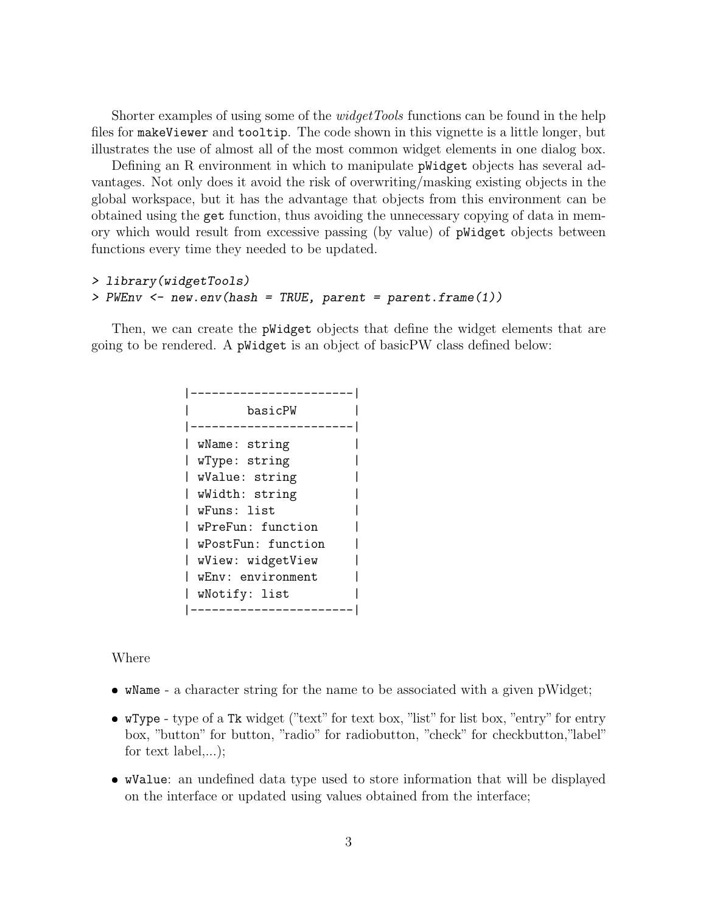Shorter examples of using some of the *widgetTools* functions can be found in the help files for `makeViewer` and `tooltip`. The code shown in this vignette is a little longer, but illustrates the use of almost all of the most common widget elements in one dialog box.

Defining an R environment in which to manipulate `pWidget` objects has several advantages. Not only does it avoid the risk of overwriting/masking existing objects in the global workspace, but it has the advantage that objects from this environment can be obtained using the `get` function, thus avoiding the unnecessary copying of data in memory which would result from excessive passing (by value) of `pWidget` objects between functions every time they needed to be updated.

```
> library(widgetTools)
> PWEnv <- new.env(hash = TRUE, parent = parent.frame(1))
```

Then, we can create the `pWidget` objects that define the widget elements that are going to be rendered. A `pWidget` is an object of basicPW class defined below:

```
|-----------------------|
|        basicPW        |
|-----------------------|
| wName: string         |
| wType: string         |
| wValue: string        |
| wWidth: string        |
| wFuns: list           |
| wPreFun: function     |
| wPostFun: function    |
| wView: widgetView     |
| wEnv: environment     |
| wNotify: list         |
|-----------------------|
```

Where

- `wName` - a character string for the name to be associated with a given pWidget;
- `wType` - type of a `Tk` widget ("text" for text box, "list" for list box, "entry" for entry box, "button" for button, "radio" for radiobutton, "check" for checkbutton,"label" for text label,...);
- `wValue`: an undefined data type used to store information that will be displayed on the interface or updated using values obtained from the interface;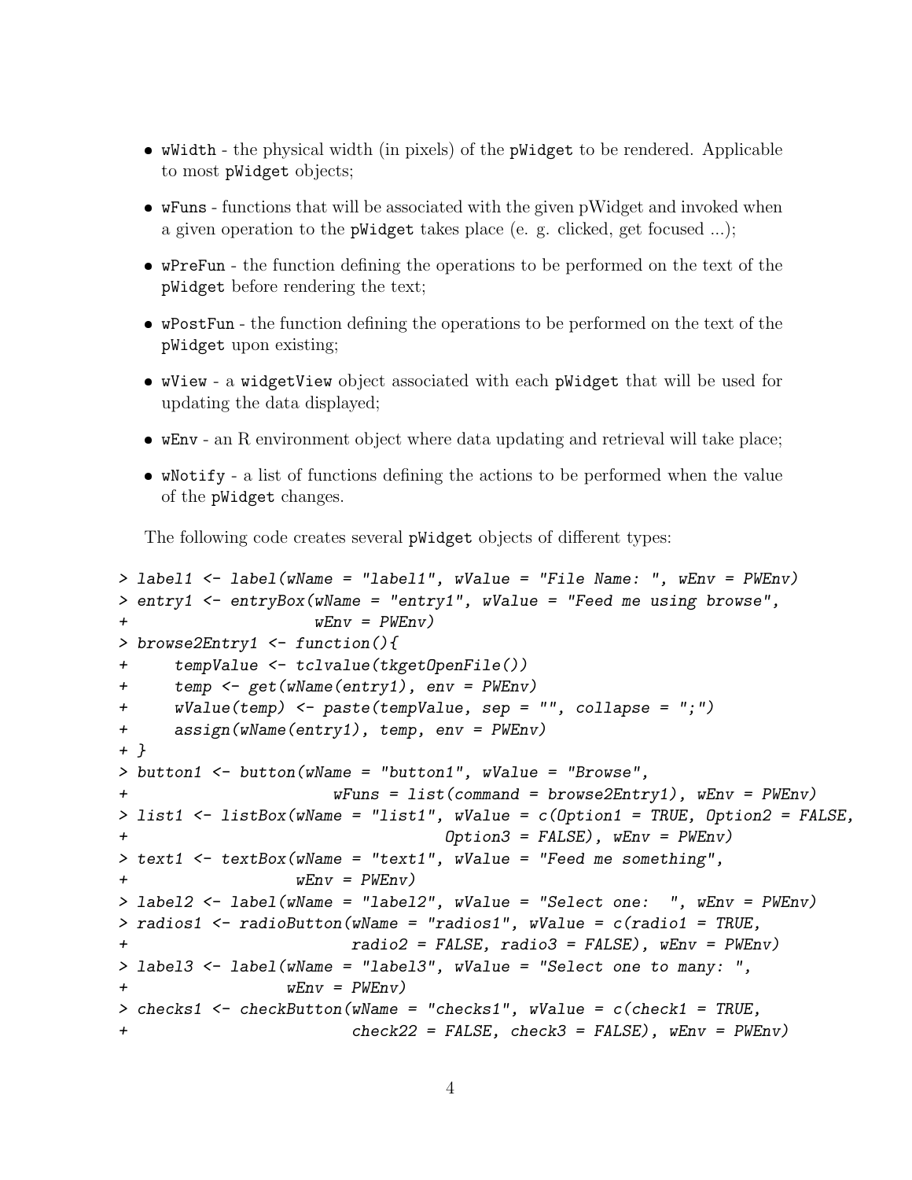- `wWidth` - the physical width (in pixels) of the `pWidget` to be rendered. Applicable to most `pWidget` objects;
- `wFuns` - functions that will be associated with the given pWidget and invoked when a given operation to the `pWidget` takes place (e. g. clicked, get focused ...);
- `wPreFun` - the function defining the operations to be performed on the text of the `pWidget` before rendering the text;
- `wPostFun` - the function defining the operations to be performed on the text of the `pWidget` upon existing;
- `wView` - a `widgetView` object associated with each `pWidget` that will be used for updating the data displayed;
- `wEnv` - an R environment object where data updating and retrieval will take place;
- `wNotify` - a list of functions defining the actions to be performed when the value of the `pWidget` changes.

The following code creates several `pWidget` objects of different types:

```
> label1 <- label(wName = "label1", wValue = "File Name: ", wEnv = PWEnv)
> entry1 <- entryBox(wName = "entry1", wValue = "Feed me using browse",
+                    wEnv = PWEnv)
> browse2Entry1 <- function(){
+     tempValue <- tclvalue(tkgetOpenFile())
+     temp <- get(wName(entry1), env = PWEnv)
+     wValue(temp) <- paste(tempValue, sep = "", collapse = ";")
+     assign(wName(entry1), temp, env = PWEnv)
+ }
> button1 <- button(wName = "button1", wValue = "Browse",
+                       wFuns = list(command = browse2Entry1), wEnv = PWEnv)
> list1 <- listBox(wName = "list1", wValue = c(Option1 = TRUE, Option2 = FALSE,
+                                  Option3 = FALSE), wEnv = PWEnv)
> text1 <- textBox(wName = "text1", wValue = "Feed me something",
+                   wEnv = PWEnv)
> label2 <- label(wName = "label2", wValue = "Select one:  ", wEnv = PWEnv)
> radios1 <- radioButton(wName = "radios1", wValue = c(radio1 = TRUE,
+                         radio2 = FALSE, radio3 = FALSE), wEnv = PWEnv)
> label3 <- label(wName = "label3", wValue = "Select one to many: ",
+                 wEnv = PWEnv)
> checks1 <- checkButton(wName = "checks1", wValue = c(check1 = TRUE,
+                         check22 = FALSE, check3 = FALSE), wEnv = PWEnv)
```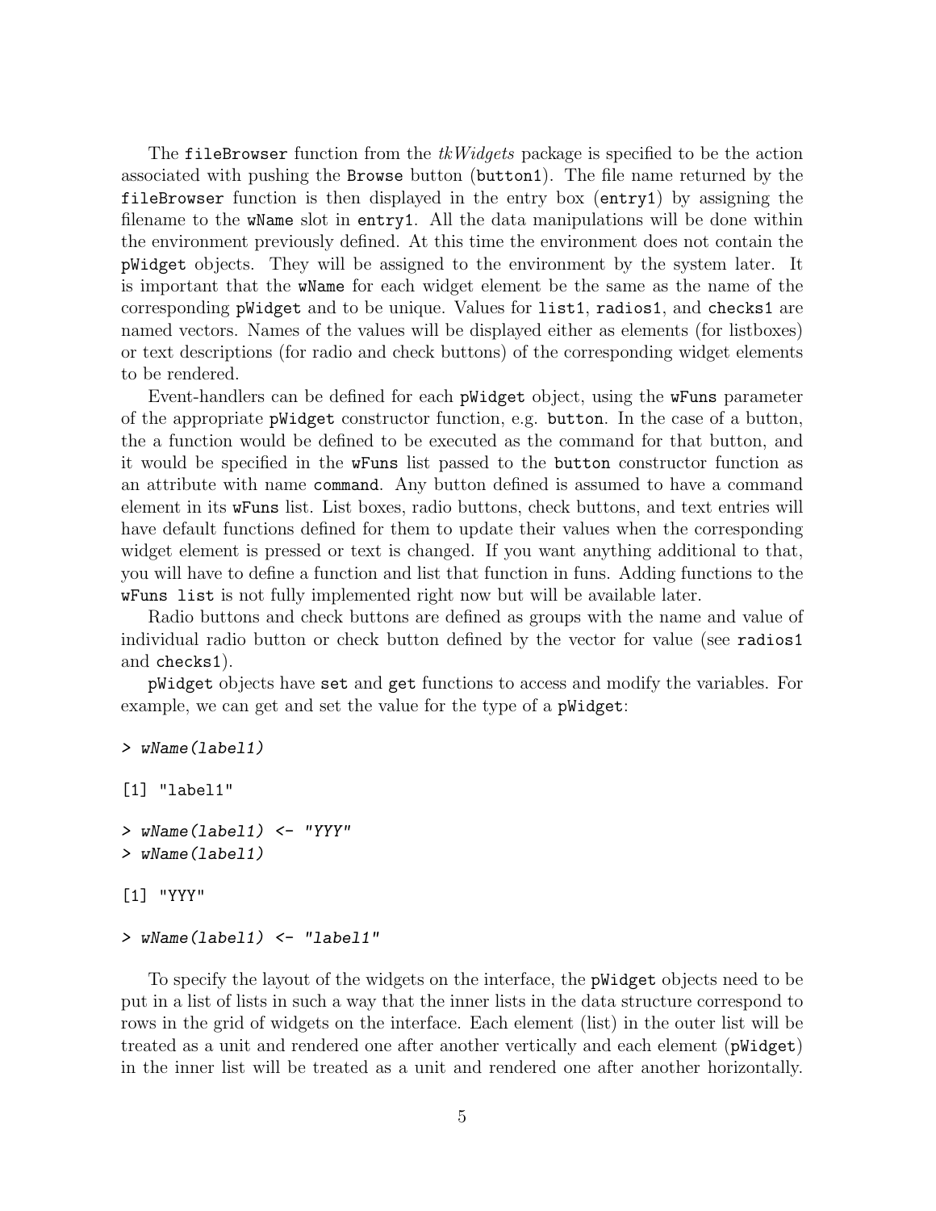The `fileBrowser` function from the *tkWidgets* package is specified to be the action associated with pushing the `Browse` button (`button1`). The file name returned by the `fileBrowser` function is then displayed in the entry box (`entry1`) by assigning the filename to the `wName` slot in `entry1`. All the data manipulations will be done within the environment previously defined. At this time the environment does not contain the `pWidget` objects. They will be assigned to the environment by the system later. It is important that the `wName` for each widget element be the same as the name of the corresponding `pWidget` and to be unique. Values for `list1`, `radios1`, and `checks1` are named vectors. Names of the values will be displayed either as elements (for listboxes) or text descriptions (for radio and check buttons) of the corresponding widget elements to be rendered.

Event-handlers can be defined for each `pWidget` object, using the `wFuns` parameter of the appropriate `pWidget` constructor function, e.g. `button`. In the case of a button, the a function would be defined to be executed as the command for that button, and it would be specified in the `wFuns` list passed to the `button` constructor function as an attribute with name `command`. Any button defined is assumed to have a command element in its `wFuns` list. List boxes, radio buttons, check buttons, and text entries will have default functions defined for them to update their values when the corresponding widget element is pressed or text is changed. If you want anything additional to that, you will have to define a function and list that function in funs. Adding functions to the `wFuns list` is not fully implemented right now but will be available later.

Radio buttons and check buttons are defined as groups with the name and value of individual radio button or check button defined by the vector for value (see `radios1` and `checks1`).

`pWidget` objects have `set` and `get` functions to access and modify the variables. For example, we can get and set the value for the type of a `pWidget`:

```
> wName(label1)

[1] "label1"

> wName(label1) <- "YYY"
> wName(label1)

[1] "YYY"

> wName(label1) <- "label1"
```

To specify the layout of the widgets on the interface, the `pWidget` objects need to be put in a list of lists in such a way that the inner lists in the data structure correspond to rows in the grid of widgets on the interface. Each element (list) in the outer list will be treated as a unit and rendered one after another vertically and each element (`pWidget`) in the inner list will be treated as a unit and rendered one after another horizontally.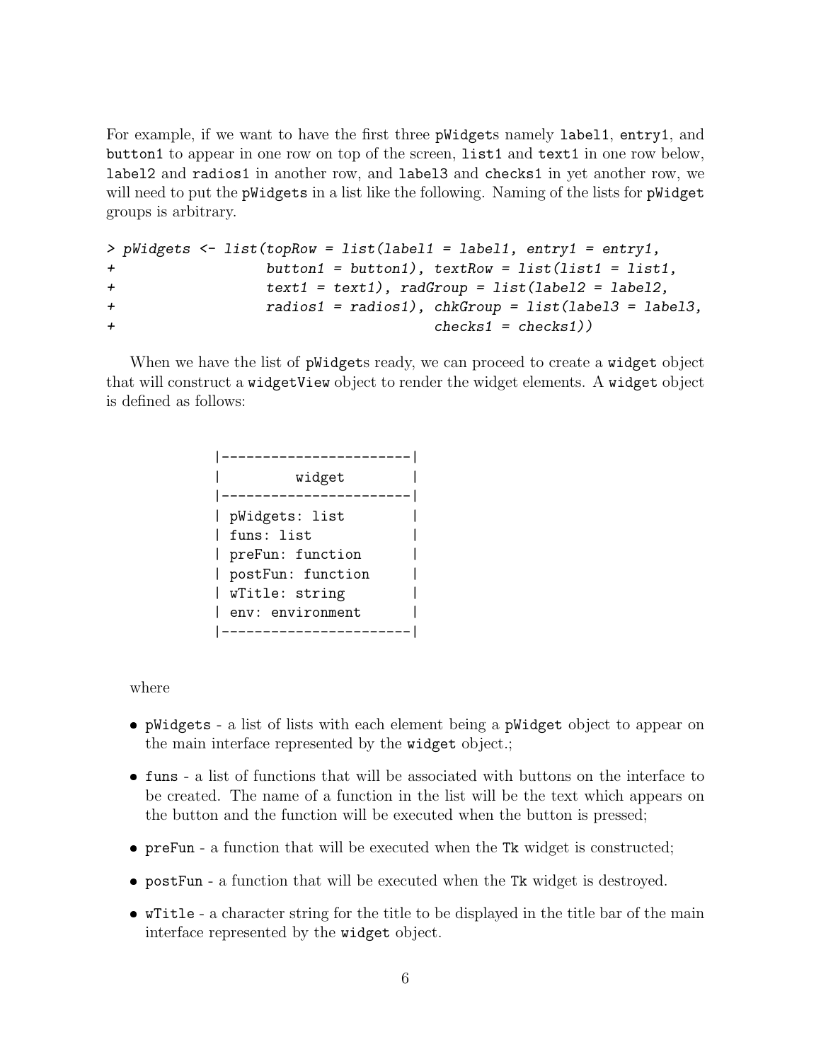For example, if we want to have the first three `pWidget`s namely `label1`, `entry1`, and `button1` to appear in one row on top of the screen, `list1` and `text1` in one row below, `label2` and `radios1` in another row, and `label3` and `checks1` in yet another row, we will need to put the `pWidgets` in a list like the following. Naming of the lists for `pWidget` groups is arbitrary.

```
> pWidgets <- list(topRow = list(label1 = label1, entry1 = entry1,
+                  button1 = button1), textRow = list(list1 = list1,
+                  text1 = text1), radGroup = list(label2 = label2,
+                  radios1 = radios1), chkGroup = list(label3 = label3,
+                                        checks1 = checks1))
```

When we have the list of `pWidget`s ready, we can proceed to create a `widget` object that will construct a `widgetView` object to render the widget elements. A `widget` object is defined as follows:

```
|-----------------------|
|        widget         |
|-----------------------|
| pWidgets: list        |
| funs: list            |
| preFun: function      |
| postFun: function     |
| wTitle: string        |
| env: environment      |
|-----------------------|
```

where

- `pWidgets` - a list of lists with each element being a `pWidget` object to appear on the main interface represented by the `widget` object.;
- `funs` - a list of functions that will be associated with buttons on the interface to be created. The name of a function in the list will be the text which appears on the button and the function will be executed when the button is pressed;
- `preFun` - a function that will be executed when the `Tk` widget is constructed;
- `postFun` - a function that will be executed when the `Tk` widget is destroyed.
- `wTitle` - a character string for the title to be displayed in the title bar of the main interface represented by the `widget` object.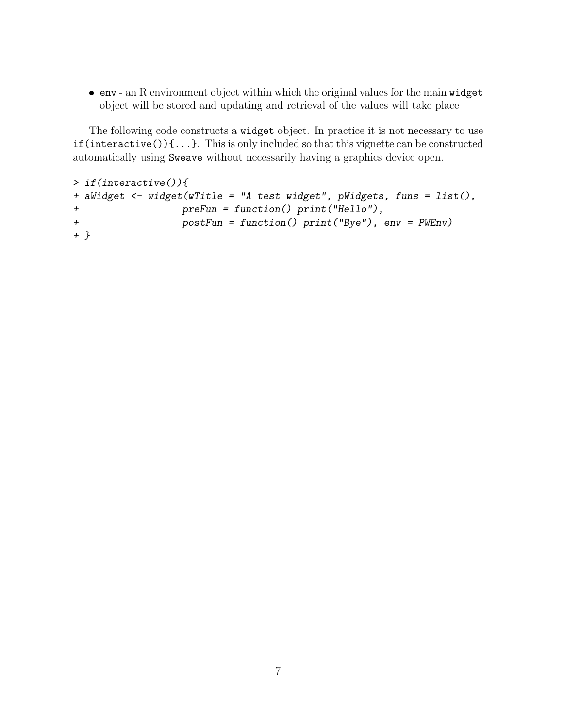- `env` - an R environment object within which the original values for the main `widget` object will be stored and updating and retrieval of the values will take place

The following code constructs a `widget` object. In practice it is not necessary to use `if(interactive()){...}`. This is only included so that this vignette can be constructed automatically using `Sweave` without necessarily having a graphics device open.

```
> if(interactive()){
+ aWidget <- widget(wTitle = "A test widget", pWidgets, funs = list(),
+                   preFun = function() print("Hello"),
+                   postFun = function() print("Bye"), env = PWEnv)
+ }
```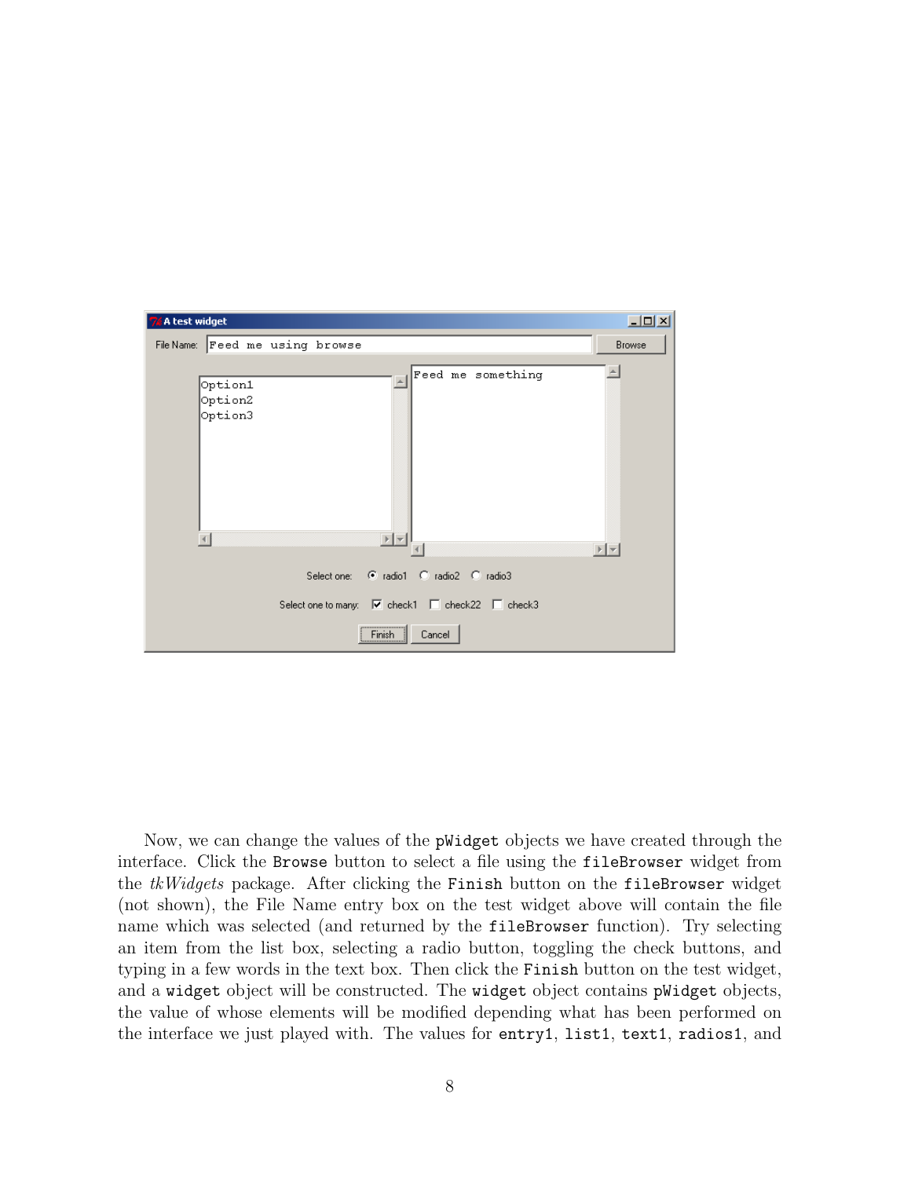Now, we can change the values of the `pWidget` objects we have created through the interface. Click the `Browse` button to select a file using the `fileBrowser` widget from the *tkWidgets* package. After clicking the `Finish` button on the `fileBrowser` widget (not shown), the File Name entry box on the test widget above will contain the file name which was selected (and returned by the `fileBrowser` function). Try selecting an item from the list box, selecting a radio button, toggling the check buttons, and typing in a few words in the text box. Then click the `Finish` button on the test widget, and a `widget` object will be constructed. The `widget` object contains `pWidget` objects, the value of whose elements will be modified depending what has been performed on the interface we just played with. The values for `entry1`, `list1`, `text1`, `radios1`, and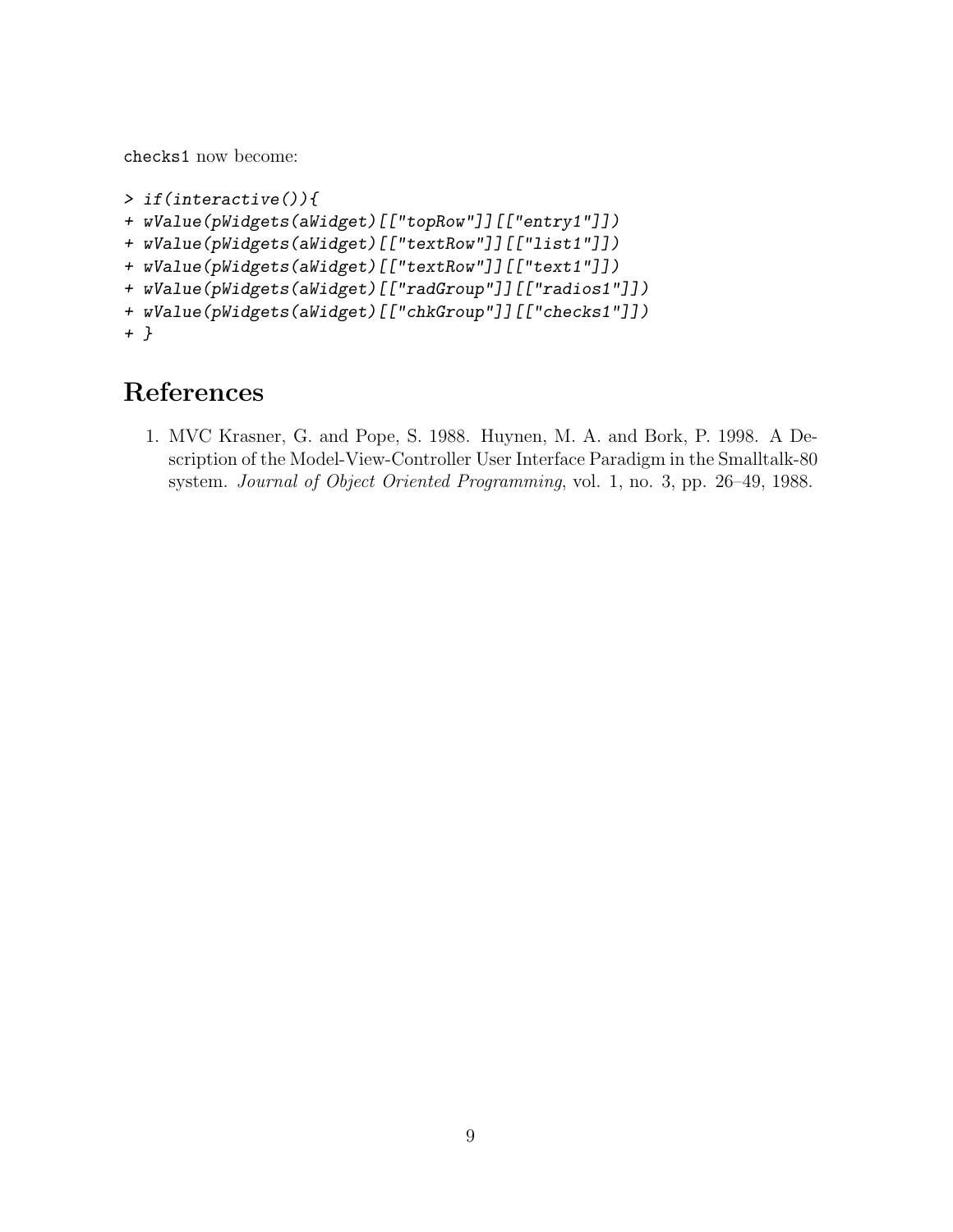checks1 now become:

```
> if(interactive()){
+ wValue(pWidgets(aWidget)[["topRow"]][["entry1"]])
+ wValue(pWidgets(aWidget)[["textRow"]][["list1"]])
+ wValue(pWidgets(aWidget)[["textRow"]][["text1"]])
+ wValue(pWidgets(aWidget)[["radGroup"]][["radios1"]])
+ wValue(pWidgets(aWidget)[["chkGroup"]][["checks1"]])
+ }
```

# References

1. MVC Krasner, G. and Pope, S. 1988. Huynen, M. A. and Bork, P. 1998. A Description of the Model-View-Controller User Interface Paradigm in the Smalltalk-80 system. *Journal of Object Oriented Programming*, vol. 1, no. 3, pp. 26–49, 1988.